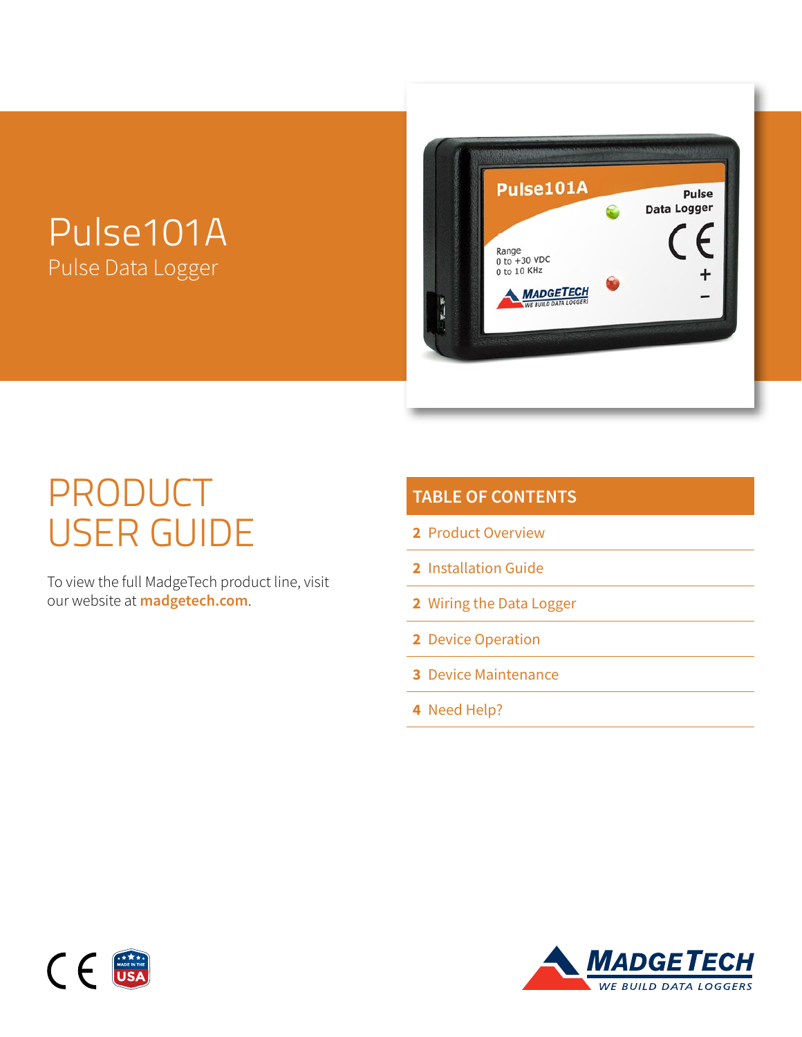# Pulse101A

Pulse Data Logger

# PRODUCT USER GUIDE

To view the full MadgeTech product line, visit our website at **madgetech.com**.

## TABLE OF CONTENTS

| | |
|---|---|
| **2** | Product Overview |
| **2** | Installation Guide |
| **2** | Wiring the Data Logger |
| **2** | Device Operation |
| **3** | Device Maintenance |
| **4** | Need Help? |

MADGETECH

WE BUILD DATA LOGGERS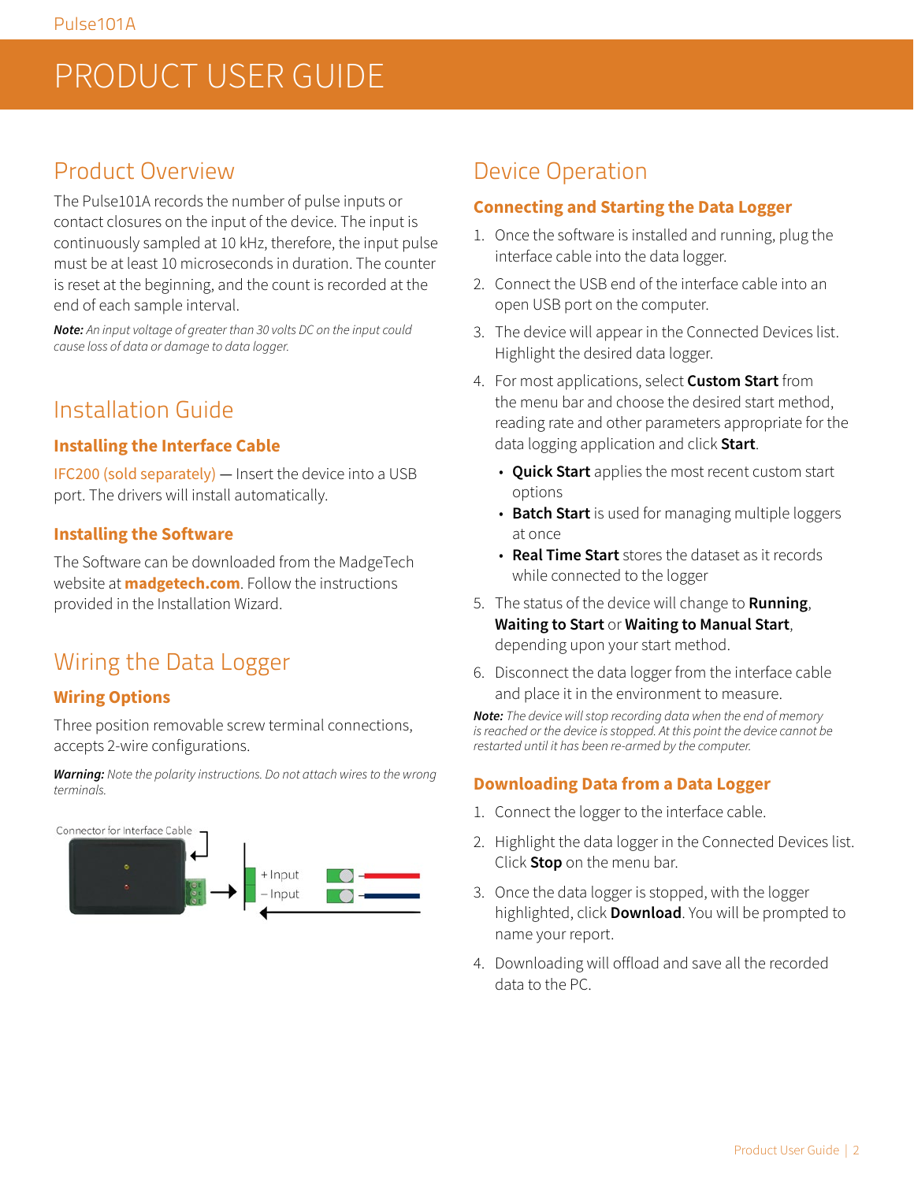# PRODUCT USER GUIDE

## Product Overview

The Pulse101A records the number of pulse inputs or contact closures on the input of the device. The input is continuously sampled at 10 kHz, therefore, the input pulse must be at least 10 microseconds in duration. The counter is reset at the beginning, and the count is recorded at the end of each sample interval.

***Note:*** *An input voltage of greater than 30 volts DC on the input could cause loss of data or damage to data logger.*

## Installation Guide

### Installing the Interface Cable

IFC200 (sold separately) — Insert the device into a USB port. The drivers will install automatically.

### Installing the Software

The Software can be downloaded from the MadgeTech website at **madgetech.com**. Follow the instructions provided in the Installation Wizard.

## Wiring the Data Logger

### Wiring Options

Three position removable screw terminal connections, accepts 2-wire configurations.

***Warning:*** *Note the polarity instructions. Do not attach wires to the wrong terminals.*

Connector for Interface Cable

+ Input

– Input

## Device Operation

### Connecting and Starting the Data Logger

1. Once the software is installed and running, plug the interface cable into the data logger.
2. Connect the USB end of the interface cable into an open USB port on the computer.
3. The device will appear in the Connected Devices list. Highlight the desired data logger.
4. For most applications, select **Custom Start** from the menu bar and choose the desired start method, reading rate and other parameters appropriate for the data logging application and click **Start**.
   - **Quick Start** applies the most recent custom start options
   - **Batch Start** is used for managing multiple loggers at once
   - **Real Time Start** stores the dataset as it records while connected to the logger
5. The status of the device will change to **Running**, **Waiting to Start** or **Waiting to Manual Start**, depending upon your start method.
6. Disconnect the data logger from the interface cable and place it in the environment to measure.

***Note:*** *The device will stop recording data when the end of memory is reached or the device is stopped. At this point the device cannot be restarted until it has been re-armed by the computer.*

### Downloading Data from a Data Logger

1. Connect the logger to the interface cable.
2. Highlight the data logger in the Connected Devices list. Click **Stop** on the menu bar.
3. Once the data logger is stopped, with the logger highlighted, click **Download**. You will be prompted to name your report.
4. Downloading will offload and save all the recorded data to the PC.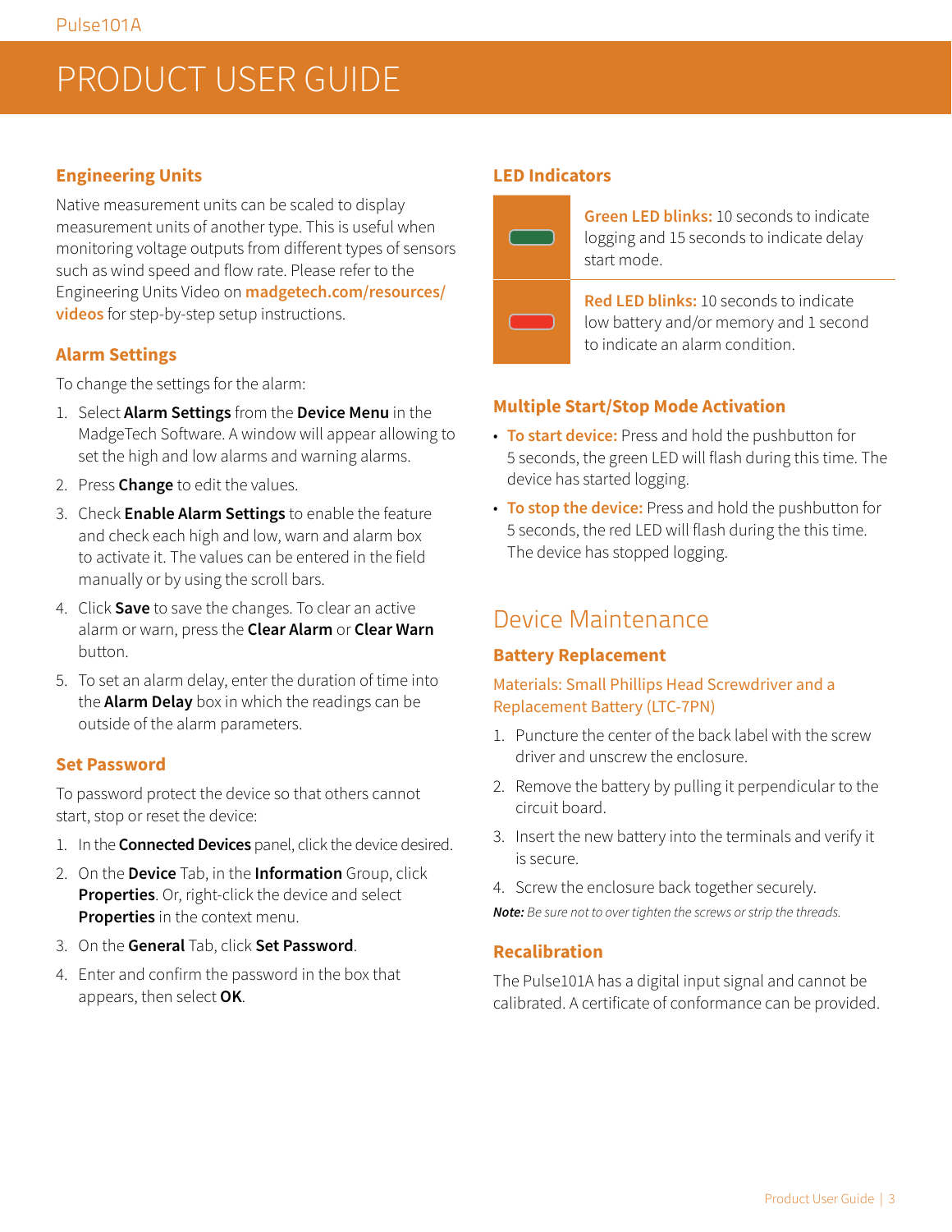# PRODUCT USER GUIDE

### Engineering Units

Native measurement units can be scaled to display measurement units of another type. This is useful when monitoring voltage outputs from different types of sensors such as wind speed and flow rate. Please refer to the Engineering Units Video on **madgetech.com/resources/videos** for step-by-step setup instructions.

### Alarm Settings

To change the settings for the alarm:

1. Select **Alarm Settings** from the **Device Menu** in the MadgeTech Software. A window will appear allowing to set the high and low alarms and warning alarms.
2. Press **Change** to edit the values.
3. Check **Enable Alarm Settings** to enable the feature and check each high and low, warn and alarm box to activate it. The values can be entered in the field manually or by using the scroll bars.
4. Click **Save** to save the changes. To clear an active alarm or warn, press the **Clear Alarm** or **Clear Warn** button.
5. To set an alarm delay, enter the duration of time into the **Alarm Delay** box in which the readings can be outside of the alarm parameters.

### Set Password

To password protect the device so that others cannot start, stop or reset the device:

1. In the **Connected Devices** panel, click the device desired.
2. On the **Device** Tab, in the **Information** Group, click **Properties**. Or, right-click the device and select **Properties** in the context menu.
3. On the **General** Tab, click **Set Password**.
4. Enter and confirm the password in the box that appears, then select **OK**.

### LED Indicators

**Green LED blinks:** 10 seconds to indicate logging and 15 seconds to indicate delay start mode.

**Red LED blinks:** 10 seconds to indicate low battery and/or memory and 1 second to indicate an alarm condition.

### Multiple Start/Stop Mode Activation

- **To start device:** Press and hold the pushbutton for 5 seconds, the green LED will flash during this time. The device has started logging.
- **To stop the device:** Press and hold the pushbutton for 5 seconds, the red LED will flash during the this time. The device has stopped logging.

## Device Maintenance

### Battery Replacement

Materials: Small Phillips Head Screwdriver and a Replacement Battery (LTC-7PN)

1. Puncture the center of the back label with the screw driver and unscrew the enclosure.
2. Remove the battery by pulling it perpendicular to the circuit board.
3. Insert the new battery into the terminals and verify it is secure.
4. Screw the enclosure back together securely.

***Note:*** *Be sure not to over tighten the screws or strip the threads.*

### Recalibration

The Pulse101A has a digital input signal and cannot be calibrated. A certificate of conformance can be provided.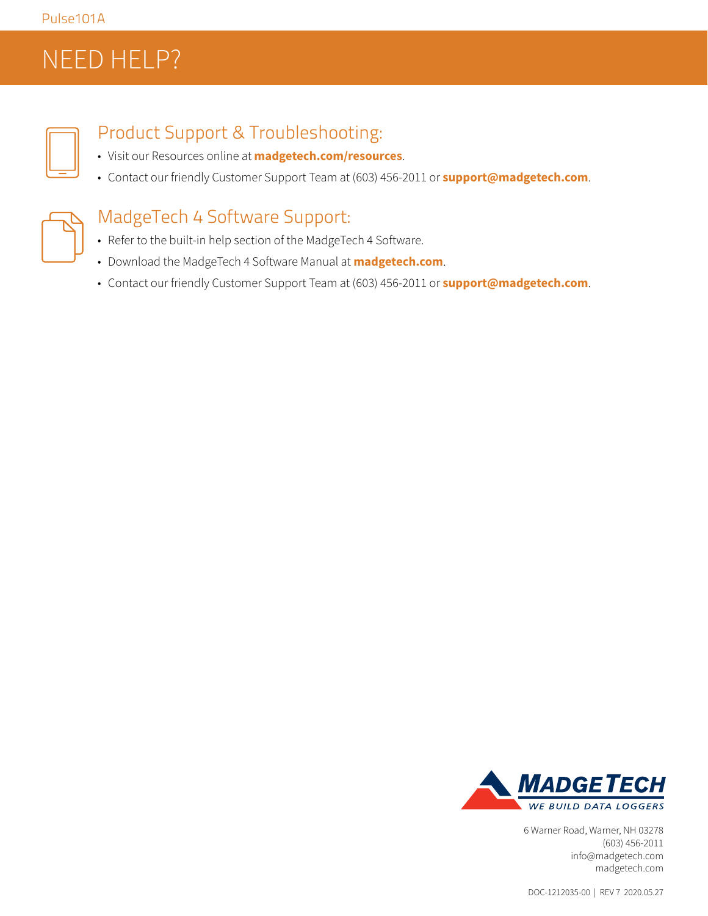# NEED HELP?

## Product Support & Troubleshooting:

- Visit our Resources online at **madgetech.com/resources**.
- Contact our friendly Customer Support Team at (603) 456-2011 or **support@madgetech.com**.

## MadgeTech 4 Software Support:

- Refer to the built-in help section of the MadgeTech 4 Software.
- Download the MadgeTech 4 Software Manual at **madgetech.com**.
- Contact our friendly Customer Support Team at (603) 456-2011 or **support@madgetech.com**.

MADGETECH
WE BUILD DATA LOGGERS

6 Warner Road, Warner, NH 03278
(603) 456-2011
info@madgetech.com
madgetech.com

DOC-1212035-00 | REV 7 2020.05.27